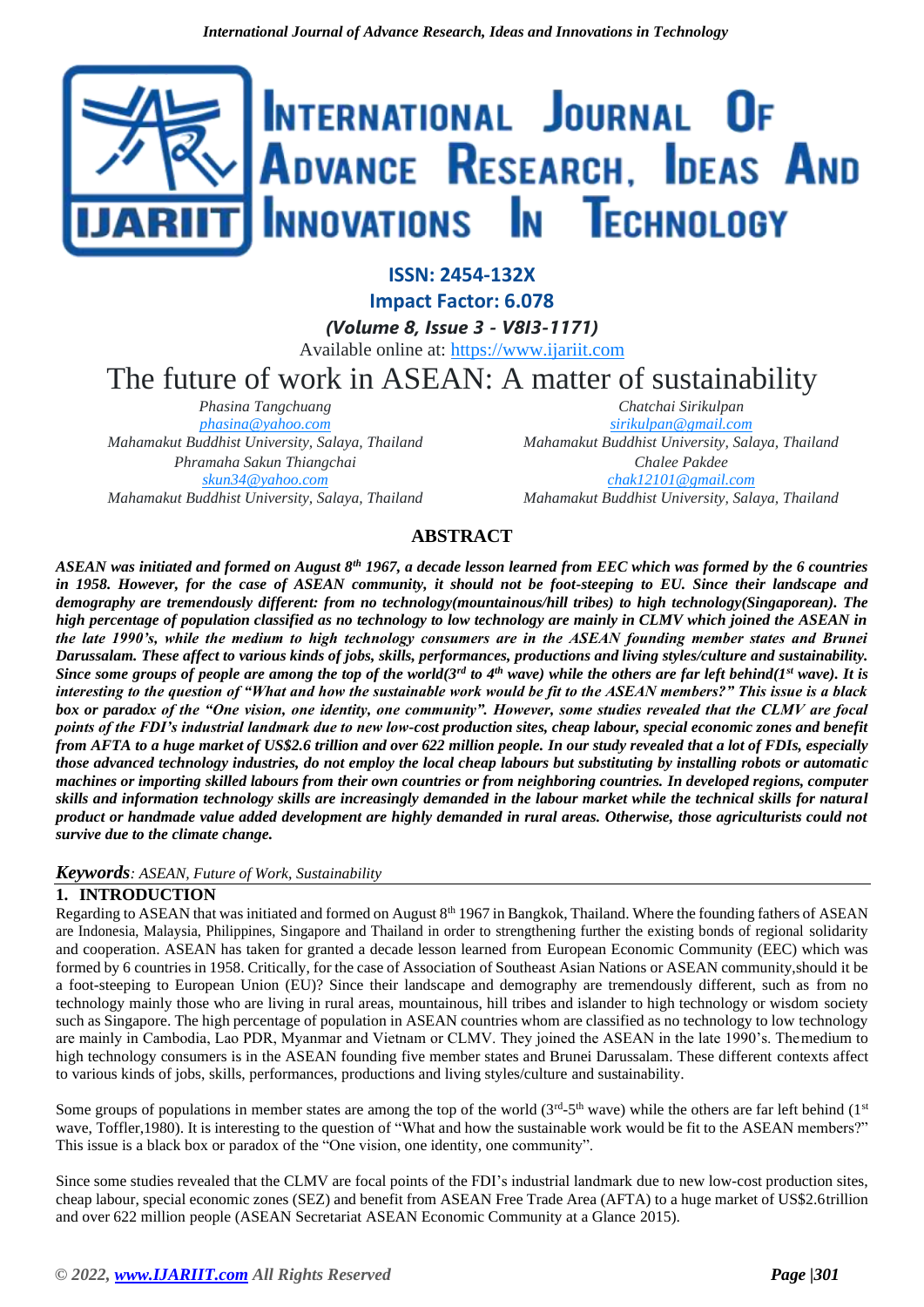ISSN: 2454-132X

Impact Factor: 6.078

*(Volume 8, Issue 3 - V8I3-1171)*

Available online at: https://www.ijariit.com

# The future of work in ASEAN: A matter of sustainability

*Phasina Tangchuang*
*phasina@yahoo.com*
*Mahamakut Buddhist University, Salaya, Thailand*

*Chatchai Sirikulpan*
*sirikulpan@gmail.com*
*Mahamakut Buddhist University, Salaya, Thailand*

*Phramaha Sakun Thiangchai*
*skun34@yahoo.com*
*Mahamakut Buddhist University, Salaya, Thailand*

*Chalee Pakdee*
*chak12101@gmail.com*
*Mahamakut Buddhist University, Salaya, Thailand*

## ABSTRACT

***ASEAN was initiated and formed on August 8th 1967, a decade lesson learned from EEC which was formed by the 6 countries in 1958. However, for the case of ASEAN community, it should not be foot-steeping to EU. Since their landscape and demography are tremendously different: from no technology(mountainous/hill tribes) to high technology(Singaporean). The high percentage of population classified as no technology to low technology are mainly in CLMV which joined the ASEAN in the late 1990's, while the medium to high technology consumers are in the ASEAN founding member states and Brunei Darussalam. These affect to various kinds of jobs, skills, performances, productions and living styles/culture and sustainability. Since some groups of people are among the top of the world(3rd to 4th wave) while the others are far left behind(1st wave). It is interesting to the question of "What and how the sustainable work would be fit to the ASEAN members?" This issue is a black box or paradox of the "One vision, one identity, one community". However, some studies revealed that the CLMV are focal points of the FDI's industrial landmark due to new low-cost production sites, cheap labour, special economic zones and benefit from AFTA to a huge market of US$2.6 trillion and over 622 million people. In our study revealed that a lot of FDIs, especially those advanced technology industries, do not employ the local cheap labours but substituting by installing robots or automatic machines or importing skilled labours from their own countries or from neighboring countries. In developed regions, computer skills and information technology skills are increasingly demanded in the labour market while the technical skills for natural product or handmade value added development are highly demanded in rural areas. Otherwise, those agriculturists could not survive due to the climate change.***

***Keywords**: ASEAN, Future of Work, Sustainability*

## 1. INTRODUCTION

Regarding to ASEAN that was initiated and formed on August 8th 1967 in Bangkok, Thailand. Where the founding fathers of ASEAN are Indonesia, Malaysia, Philippines, Singapore and Thailand in order to strengthening further the existing bonds of regional solidarity and cooperation. ASEAN has taken for granted a decade lesson learned from European Economic Community (EEC) which was formed by 6 countries in 1958. Critically, for the case of Association of Southeast Asian Nations or ASEAN community,should it be a foot-steeping to European Union (EU)? Since their landscape and demography are tremendously different, such as from no technology mainly those who are living in rural areas, mountainous, hill tribes and islander to high technology or wisdom society such as Singapore. The high percentage of population in ASEAN countries whom are classified as no technology to low technology are mainly in Cambodia, Lao PDR, Myanmar and Vietnam or CLMV. They joined the ASEAN in the late 1990's. Themedium to high technology consumers is in the ASEAN founding five member states and Brunei Darussalam. These different contexts affect to various kinds of jobs, skills, performances, productions and living styles/culture and sustainability.

Some groups of populations in member states are among the top of the world (3rd-5th wave) while the others are far left behind (1st wave, Toffler,1980). It is interesting to the question of "What and how the sustainable work would be fit to the ASEAN members?" This issue is a black box or paradox of the "One vision, one identity, one community".

Since some studies revealed that the CLMV are focal points of the FDI's industrial landmark due to new low-cost production sites, cheap labour, special economic zones (SEZ) and benefit from ASEAN Free Trade Area (AFTA) to a huge market of US$2.6trillion and over 622 million people (ASEAN Secretariat ASEAN Economic Community at a Glance 2015).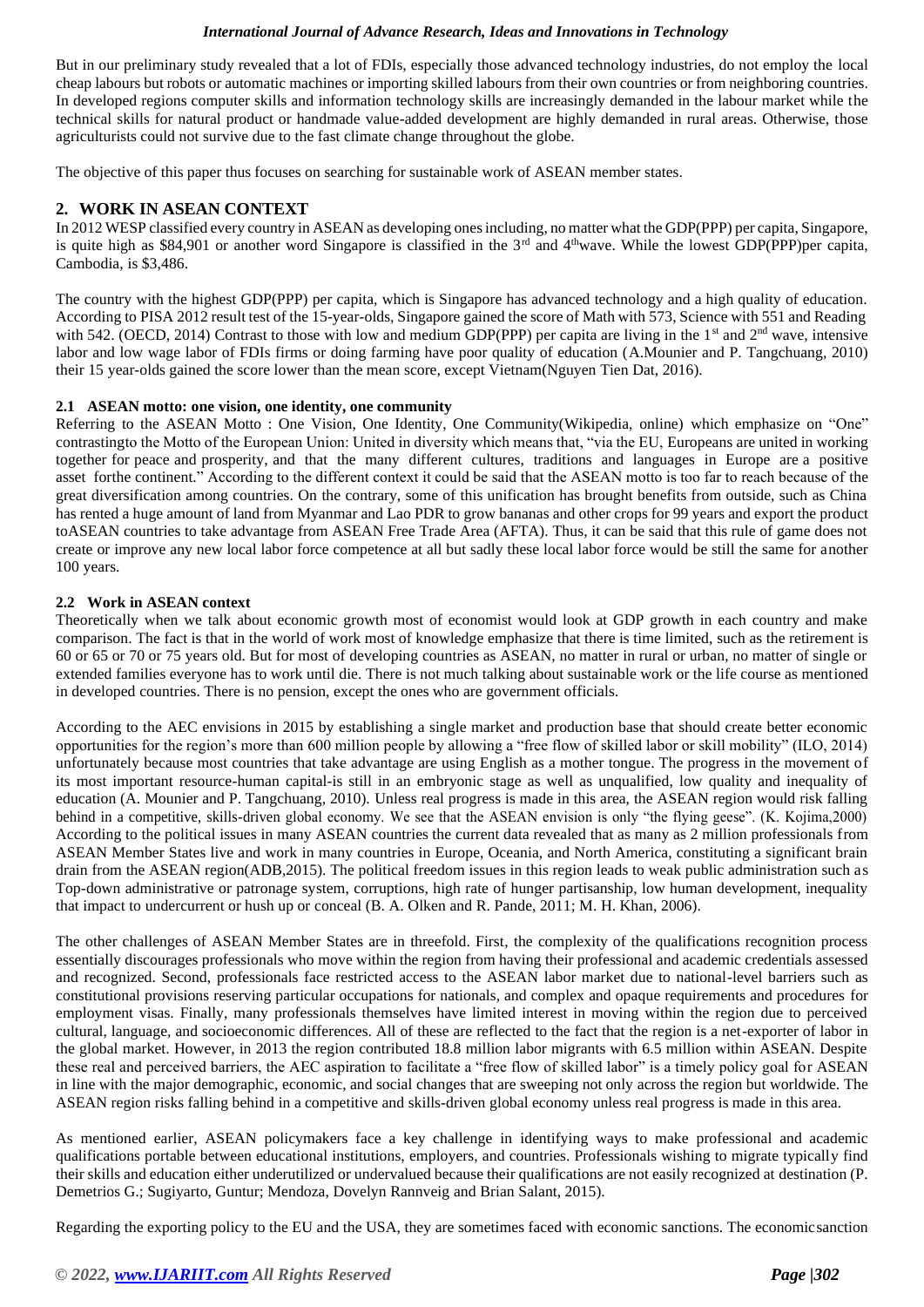But in our preliminary study revealed that a lot of FDIs, especially those advanced technology industries, do not employ the local cheap labours but robots or automatic machines or importing skilled labours from their own countries or from neighboring countries. In developed regions computer skills and information technology skills are increasingly demanded in the labour market while the technical skills for natural product or handmade value-added development are highly demanded in rural areas. Otherwise, those agriculturists could not survive due to the fast climate change throughout the globe.

The objective of this paper thus focuses on searching for sustainable work of ASEAN member states.

## 2. WORK IN ASEAN CONTEXT

In 2012 WESP classified every country in ASEAN as developing ones including, no matter what the GDP(PPP) per capita, Singapore, is quite high as $84,901 or another word Singapore is classified in the 3rd and 4th wave. While the lowest GDP(PPP)per capita, Cambodia, is $3,486.

The country with the highest GDP(PPP) per capita, which is Singapore has advanced technology and a high quality of education. According to PISA 2012 result test of the 15-year-olds, Singapore gained the score of Math with 573, Science with 551 and Reading with 542. (OECD, 2014) Contrast to those with low and medium GDP(PPP) per capita are living in the 1st and 2nd wave, intensive labor and low wage labor of FDIs firms or doing farming have poor quality of education (A.Mounier and P. Tangchuang, 2010) their 15 year-olds gained the score lower than the mean score, except Vietnam(Nguyen Tien Dat, 2016).

### 2.1 ASEAN motto: one vision, one identity, one community

Referring to the ASEAN Motto : One Vision, One Identity, One Community(Wikipedia, online) which emphasize on "One" contrastingto the Motto of the European Union: United in diversity which means that, "via the EU, Europeans are united in working together for peace and prosperity, and that the many different cultures, traditions and languages in Europe are a positive asset forthe continent." According to the different context it could be said that the ASEAN motto is too far to reach because of the great diversification among countries. On the contrary, some of this unification has brought benefits from outside, such as China has rented a huge amount of land from Myanmar and Lao PDR to grow bananas and other crops for 99 years and export the product toASEAN countries to take advantage from ASEAN Free Trade Area (AFTA). Thus, it can be said that this rule of game does not create or improve any new local labor force competence at all but sadly these local labor force would be still the same for another 100 years.

### 2.2 Work in ASEAN context

Theoretically when we talk about economic growth most of economist would look at GDP growth in each country and make comparison. The fact is that in the world of work most of knowledge emphasize that there is time limited, such as the retirement is 60 or 65 or 70 or 75 years old. But for most of developing countries as ASEAN, no matter in rural or urban, no matter of single or extended families everyone has to work until die. There is not much talking about sustainable work or the life course as mentioned in developed countries. There is no pension, except the ones who are government officials.

According to the AEC envisions in 2015 by establishing a single market and production base that should create better economic opportunities for the region's more than 600 million people by allowing a "free flow of skilled labor or skill mobility" (ILO, 2014) unfortunately because most countries that take advantage are using English as a mother tongue. The progress in the movement of its most important resource-human capital-is still in an embryonic stage as well as unqualified, low quality and inequality of education (A. Mounier and P. Tangchuang, 2010). Unless real progress is made in this area, the ASEAN region would risk falling behind in a competitive, skills-driven global economy. We see that the ASEAN envision is only "the flying geese". (K. Kojima,2000) According to the political issues in many ASEAN countries the current data revealed that as many as 2 million professionals from ASEAN Member States live and work in many countries in Europe, Oceania, and North America, constituting a significant brain drain from the ASEAN region(ADB,2015). The political freedom issues in this region leads to weak public administration such as Top-down administrative or patronage system, corruptions, high rate of hunger partisanship, low human development, inequality that impact to undercurrent or hush up or conceal (B. A. Olken and R. Pande, 2011; M. H. Khan, 2006).

The other challenges of ASEAN Member States are in threefold. First, the complexity of the qualifications recognition process essentially discourages professionals who move within the region from having their professional and academic credentials assessed and recognized. Second, professionals face restricted access to the ASEAN labor market due to national-level barriers such as constitutional provisions reserving particular occupations for nationals, and complex and opaque requirements and procedures for employment visas. Finally, many professionals themselves have limited interest in moving within the region due to perceived cultural, language, and socioeconomic differences. All of these are reflected to the fact that the region is a net-exporter of labor in the global market. However, in 2013 the region contributed 18.8 million labor migrants with 6.5 million within ASEAN. Despite these real and perceived barriers, the AEC aspiration to facilitate a "free flow of skilled labor" is a timely policy goal for ASEAN in line with the major demographic, economic, and social changes that are sweeping not only across the region but worldwide. The ASEAN region risks falling behind in a competitive and skills-driven global economy unless real progress is made in this area.

As mentioned earlier, ASEAN policymakers face a key challenge in identifying ways to make professional and academic qualifications portable between educational institutions, employers, and countries. Professionals wishing to migrate typically find their skills and education either underutilized or undervalued because their qualifications are not easily recognized at destination (P. Demetrios G.; Sugiyarto, Guntur; Mendoza, Dovelyn Rannveig and Brian Salant, 2015).

Regarding the exporting policy to the EU and the USA, they are sometimes faced with economic sanctions. The economicsanction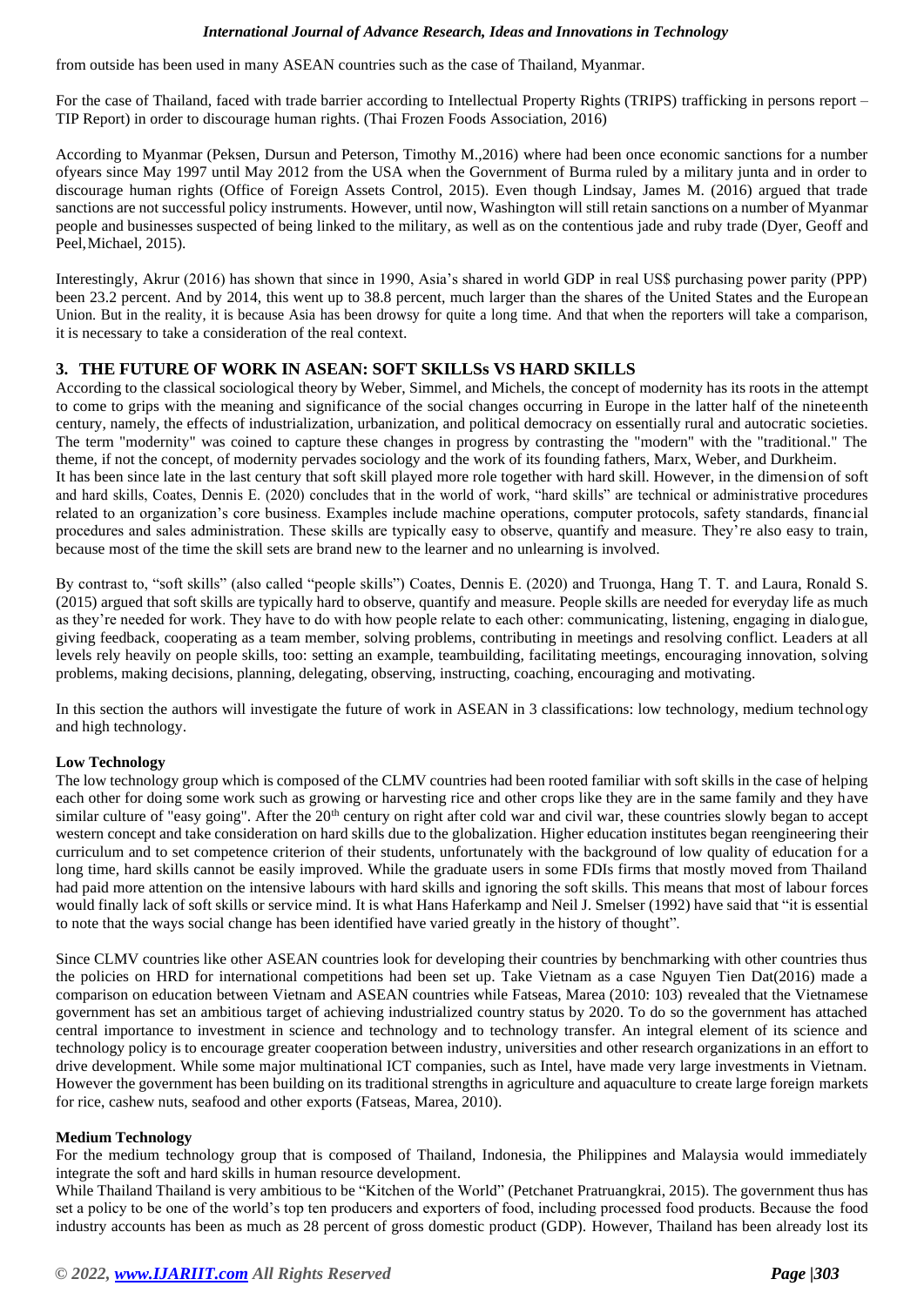from outside has been used in many ASEAN countries such as the case of Thailand, Myanmar.

For the case of Thailand, faced with trade barrier according to Intellectual Property Rights (TRIPS) trafficking in persons report – TIP Report) in order to discourage human rights. (Thai Frozen Foods Association, 2016)

According to Myanmar (Peksen, Dursun and Peterson, Timothy M.,2016) where had been once economic sanctions for a number ofyears since May 1997 until May 2012 from the USA when the Government of Burma ruled by a military junta and in order to discourage human rights (Office of Foreign Assets Control, 2015). Even though Lindsay, James M. (2016) argued that trade sanctions are not successful policy instruments. However, until now, Washington will still retain sanctions on a number of Myanmar people and businesses suspected of being linked to the military, as well as on the contentious jade and ruby trade (Dyer, Geoff and Peel,Michael, 2015).

Interestingly, Akrur (2016) has shown that since in 1990, Asia's shared in world GDP in real US$ purchasing power parity (PPP) been 23.2 percent. And by 2014, this went up to 38.8 percent, much larger than the shares of the United States and the European Union. But in the reality, it is because Asia has been drowsy for quite a long time. And that when the reporters will take a comparison, it is necessary to take a consideration of the real context.

## 3. THE FUTURE OF WORK IN ASEAN: SOFT SKILLSs VS HARD SKILLS

According to the classical sociological theory by Weber, Simmel, and Michels, the concept of modernity has its roots in the attempt to come to grips with the meaning and significance of the social changes occurring in Europe in the latter half of the nineteenth century, namely, the effects of industrialization, urbanization, and political democracy on essentially rural and autocratic societies. The term "modernity" was coined to capture these changes in progress by contrasting the "modern" with the "traditional." The theme, if not the concept, of modernity pervades sociology and the work of its founding fathers, Marx, Weber, and Durkheim.

It has been since late in the last century that soft skill played more role together with hard skill. However, in the dimension of soft and hard skills, Coates, Dennis E. (2020) concludes that in the world of work, "hard skills" are technical or administrative procedures related to an organization's core business. Examples include machine operations, computer protocols, safety standards, financial procedures and sales administration. These skills are typically easy to observe, quantify and measure. They're also easy to train, because most of the time the skill sets are brand new to the learner and no unlearning is involved.

By contrast to, "soft skills" (also called "people skills") Coates, Dennis E. (2020) and Truonga, Hang T. T. and Laura, Ronald S. (2015) argued that soft skills are typically hard to observe, quantify and measure. People skills are needed for everyday life as much as they're needed for work. They have to do with how people relate to each other: communicating, listening, engaging in dialogue, giving feedback, cooperating as a team member, solving problems, contributing in meetings and resolving conflict. Leaders at all levels rely heavily on people skills, too: setting an example, teambuilding, facilitating meetings, encouraging innovation, solving problems, making decisions, planning, delegating, observing, instructing, coaching, encouraging and motivating.

In this section the authors will investigate the future of work in ASEAN in 3 classifications: low technology, medium technology and high technology.

**Low Technology**

The low technology group which is composed of the CLMV countries had been rooted familiar with soft skills in the case of helping each other for doing some work such as growing or harvesting rice and other crops like they are in the same family and they have similar culture of "easy going". After the 20th century on right after cold war and civil war, these countries slowly began to accept western concept and take consideration on hard skills due to the globalization. Higher education institutes began reengineering their curriculum and to set competence criterion of their students, unfortunately with the background of low quality of education for a long time, hard skills cannot be easily improved. While the graduate users in some FDIs firms that mostly moved from Thailand had paid more attention on the intensive labours with hard skills and ignoring the soft skills. This means that most of labour forces would finally lack of soft skills or service mind. It is what Hans Haferkamp and Neil J. Smelser (1992) have said that "it is essential to note that the ways social change has been identified have varied greatly in the history of thought".

Since CLMV countries like other ASEAN countries look for developing their countries by benchmarking with other countries thus the policies on HRD for international competitions had been set up. Take Vietnam as a case Nguyen Tien Dat(2016) made a comparison on education between Vietnam and ASEAN countries while Fatseas, Marea (2010: 103) revealed that the Vietnamese government has set an ambitious target of achieving industrialized country status by 2020. To do so the government has attached central importance to investment in science and technology and to technology transfer. An integral element of its science and technology policy is to encourage greater cooperation between industry, universities and other research organizations in an effort to drive development. While some major multinational ICT companies, such as Intel, have made very large investments in Vietnam. However the government has been building on its traditional strengths in agriculture and aquaculture to create large foreign markets for rice, cashew nuts, seafood and other exports (Fatseas, Marea, 2010).

**Medium Technology**

For the medium technology group that is composed of Thailand, Indonesia, the Philippines and Malaysia would immediately integrate the soft and hard skills in human resource development.

While Thailand Thailand is very ambitious to be "Kitchen of the World" (Petchanet Pratruangkrai, 2015). The government thus has set a policy to be one of the world's top ten producers and exporters of food, including processed food products. Because the food industry accounts has been as much as 28 percent of gross domestic product (GDP). However, Thailand has been already lost its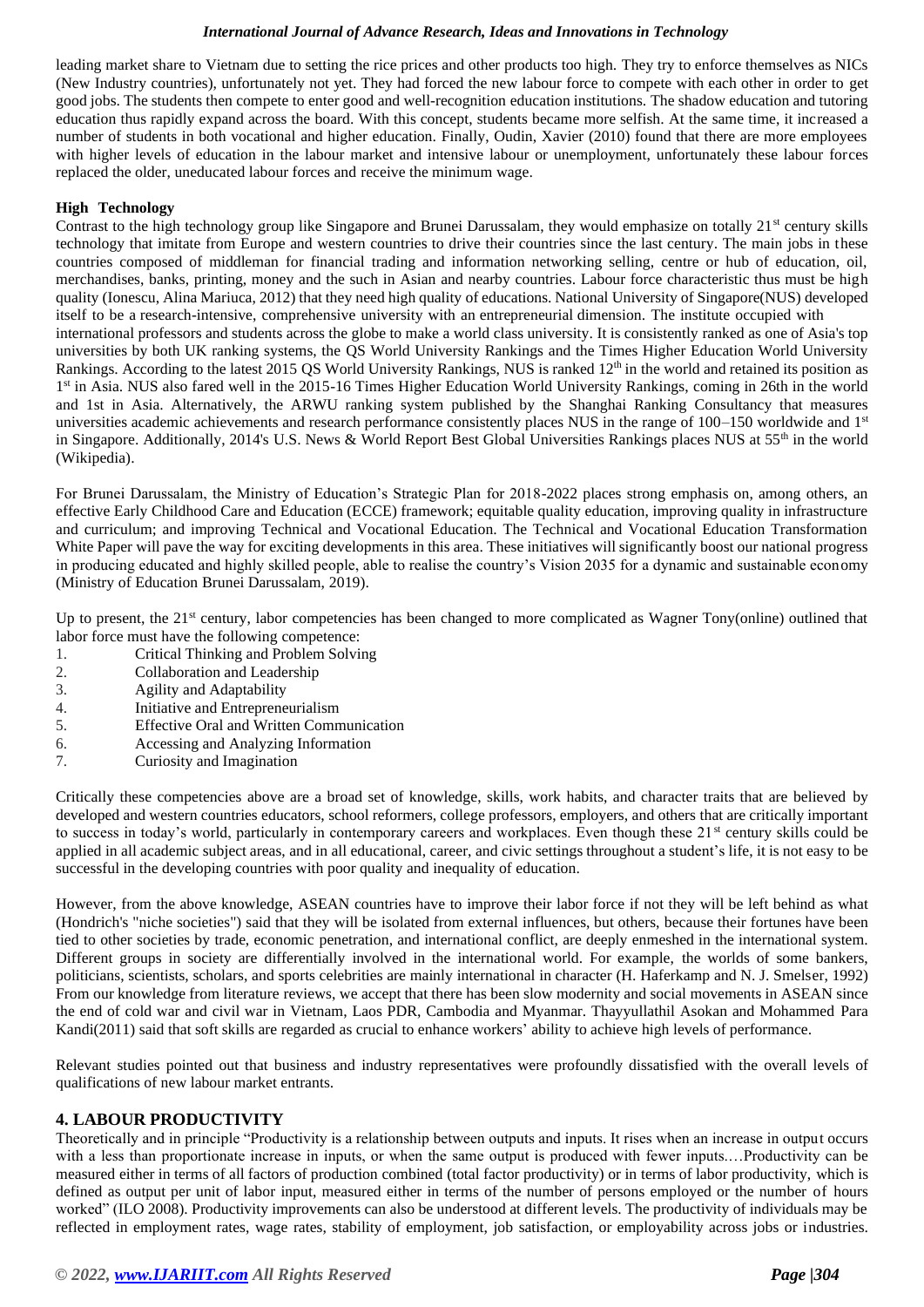leading market share to Vietnam due to setting the rice prices and other products too high. They try to enforce themselves as NICs (New Industry countries), unfortunately not yet. They had forced the new labour force to compete with each other in order to get good jobs. The students then compete to enter good and well-recognition education institutions. The shadow education and tutoring education thus rapidly expand across the board. With this concept, students became more selfish. At the same time, it increased a number of students in both vocational and higher education. Finally, Oudin, Xavier (2010) found that there are more employees with higher levels of education in the labour market and intensive labour or unemployment, unfortunately these labour forces replaced the older, uneducated labour forces and receive the minimum wage.

**High Technology**

Contrast to the high technology group like Singapore and Brunei Darussalam, they would emphasize on totally 21st century skills technology that imitate from Europe and western countries to drive their countries since the last century. The main jobs in these countries composed of middleman for financial trading and information networking selling, centre or hub of education, oil, merchandises, banks, printing, money and the such in Asian and nearby countries. Labour force characteristic thus must be high quality (Ionescu, Alina Mariuca, 2012) that they need high quality of educations. National University of Singapore(NUS) developed itself to be a research-intensive, comprehensive university with an entrepreneurial dimension. The institute occupied with international professors and students across the globe to make a world class university. It is consistently ranked as one of Asia's top universities by both UK ranking systems, the QS World University Rankings and the Times Higher Education World University Rankings. According to the latest 2015 QS World University Rankings, NUS is ranked 12th in the world and retained its position as 1st in Asia. NUS also fared well in the 2015-16 Times Higher Education World University Rankings, coming in 26th in the world and 1st in Asia. Alternatively, the ARWU ranking system published by the Shanghai Ranking Consultancy that measures universities academic achievements and research performance consistently places NUS in the range of 100–150 worldwide and 1st in Singapore. Additionally, 2014's U.S. News & World Report Best Global Universities Rankings places NUS at 55th in the world (Wikipedia).

For Brunei Darussalam, the Ministry of Education's Strategic Plan for 2018-2022 places strong emphasis on, among others, an effective Early Childhood Care and Education (ECCE) framework; equitable quality education, improving quality in infrastructure and curriculum; and improving Technical and Vocational Education. The Technical and Vocational Education Transformation White Paper will pave the way for exciting developments in this area. These initiatives will significantly boost our national progress in producing educated and highly skilled people, able to realise the country's Vision 2035 for a dynamic and sustainable economy (Ministry of Education Brunei Darussalam, 2019).

Up to present, the 21st century, labor competencies has been changed to more complicated as Wagner Tony(online) outlined that labor force must have the following competence:

1. Critical Thinking and Problem Solving
2. Collaboration and Leadership
3. Agility and Adaptability
4. Initiative and Entrepreneurialism
5. Effective Oral and Written Communication
6. Accessing and Analyzing Information
7. Curiosity and Imagination

Critically these competencies above are a broad set of knowledge, skills, work habits, and character traits that are believed by developed and western countries educators, school reformers, college professors, employers, and others that are critically important to success in today's world, particularly in contemporary careers and workplaces. Even though these 21st century skills could be applied in all academic subject areas, and in all educational, career, and civic settings throughout a student's life, it is not easy to be successful in the developing countries with poor quality and inequality of education.

However, from the above knowledge, ASEAN countries have to improve their labor force if not they will be left behind as what (Hondrich's "niche societies") said that they will be isolated from external influences, but others, because their fortunes have been tied to other societies by trade, economic penetration, and international conflict, are deeply enmeshed in the international system. Different groups in society are differentially involved in the international world. For example, the worlds of some bankers, politicians, scientists, scholars, and sports celebrities are mainly international in character (H. Haferkamp and N. J. Smelser, 1992) From our knowledge from literature reviews, we accept that there has been slow modernity and social movements in ASEAN since the end of cold war and civil war in Vietnam, Laos PDR, Cambodia and Myanmar. Thayyullathil Asokan and Mohammed Para Kandi(2011) said that soft skills are regarded as crucial to enhance workers' ability to achieve high levels of performance.

Relevant studies pointed out that business and industry representatives were profoundly dissatisfied with the overall levels of qualifications of new labour market entrants.

## 4. LABOUR PRODUCTIVITY

Theoretically and in principle "Productivity is a relationship between outputs and inputs. It rises when an increase in output occurs with a less than proportionate increase in inputs, or when the same output is produced with fewer inputs.…Productivity can be measured either in terms of all factors of production combined (total factor productivity) or in terms of labor productivity, which is defined as output per unit of labor input, measured either in terms of the number of persons employed or the number of hours worked" (ILO 2008). Productivity improvements can also be understood at different levels. The productivity of individuals may be reflected in employment rates, wage rates, stability of employment, job satisfaction, or employability across jobs or industries.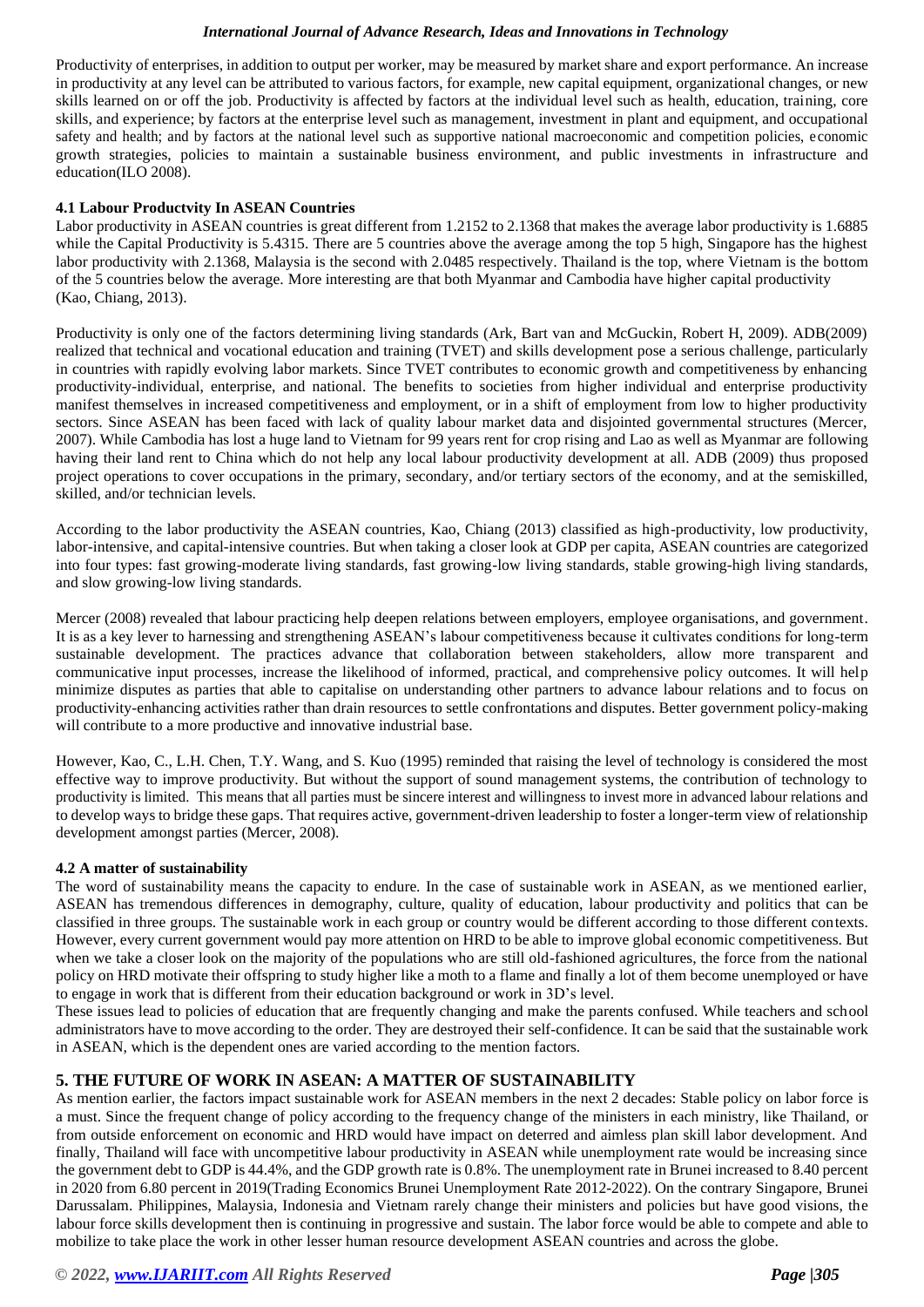Productivity of enterprises, in addition to output per worker, may be measured by market share and export performance. An increase in productivity at any level can be attributed to various factors, for example, new capital equipment, organizational changes, or new skills learned on or off the job. Productivity is affected by factors at the individual level such as health, education, training, core skills, and experience; by factors at the enterprise level such as management, investment in plant and equipment, and occupational safety and health; and by factors at the national level such as supportive national macroeconomic and competition policies, economic growth strategies, policies to maintain a sustainable business environment, and public investments in infrastructure and education(ILO 2008).

### 4.1 Labour Productvity In ASEAN Countries

Labor productivity in ASEAN countries is great different from 1.2152 to 2.1368 that makes the average labor productivity is 1.6885 while the Capital Productivity is 5.4315. There are 5 countries above the average among the top 5 high, Singapore has the highest labor productivity with 2.1368, Malaysia is the second with 2.0485 respectively. Thailand is the top, where Vietnam is the bottom of the 5 countries below the average. More interesting are that both Myanmar and Cambodia have higher capital productivity (Kao, Chiang, 2013).

Productivity is only one of the factors determining living standards (Ark, Bart van and McGuckin, Robert H, 2009). ADB(2009) realized that technical and vocational education and training (TVET) and skills development pose a serious challenge, particularly in countries with rapidly evolving labor markets. Since TVET contributes to economic growth and competitiveness by enhancing productivity-individual, enterprise, and national. The benefits to societies from higher individual and enterprise productivity manifest themselves in increased competitiveness and employment, or in a shift of employment from low to higher productivity sectors. Since ASEAN has been faced with lack of quality labour market data and disjointed governmental structures (Mercer, 2007). While Cambodia has lost a huge land to Vietnam for 99 years rent for crop rising and Lao as well as Myanmar are following having their land rent to China which do not help any local labour productivity development at all. ADB (2009) thus proposed project operations to cover occupations in the primary, secondary, and/or tertiary sectors of the economy, and at the semiskilled, skilled, and/or technician levels.

According to the labor productivity the ASEAN countries, Kao, Chiang (2013) classified as high-productivity, low productivity, labor-intensive, and capital-intensive countries. But when taking a closer look at GDP per capita, ASEAN countries are categorized into four types: fast growing-moderate living standards, fast growing-low living standards, stable growing-high living standards, and slow growing-low living standards.

Mercer (2008) revealed that labour practicing help deepen relations between employers, employee organisations, and government. It is as a key lever to harnessing and strengthening ASEAN's labour competitiveness because it cultivates conditions for long-term sustainable development. The practices advance that collaboration between stakeholders, allow more transparent and communicative input processes, increase the likelihood of informed, practical, and comprehensive policy outcomes. It will help minimize disputes as parties that able to capitalise on understanding other partners to advance labour relations and to focus on productivity-enhancing activities rather than drain resources to settle confrontations and disputes. Better government policy-making will contribute to a more productive and innovative industrial base.

However, Kao, C., L.H. Chen, T.Y. Wang, and S. Kuo (1995) reminded that raising the level of technology is considered the most effective way to improve productivity. But without the support of sound management systems, the contribution of technology to productivity is limited. This means that all parties must be sincere interest and willingness to invest more in advanced labour relations and to develop ways to bridge these gaps. That requires active, government-driven leadership to foster a longer-term view of relationship development amongst parties (Mercer, 2008).

### 4.2 A matter of sustainability

The word of sustainability means the capacity to endure. In the case of sustainable work in ASEAN, as we mentioned earlier, ASEAN has tremendous differences in demography, culture, quality of education, labour productivity and politics that can be classified in three groups. The sustainable work in each group or country would be different according to those different contexts. However, every current government would pay more attention on HRD to be able to improve global economic competitiveness. But when we take a closer look on the majority of the populations who are still old-fashioned agricultures, the force from the national policy on HRD motivate their offspring to study higher like a moth to a flame and finally a lot of them become unemployed or have to engage in work that is different from their education background or work in 3D's level.

These issues lead to policies of education that are frequently changing and make the parents confused. While teachers and school administrators have to move according to the order. They are destroyed their self-confidence. It can be said that the sustainable work in ASEAN, which is the dependent ones are varied according to the mention factors.

## 5. THE FUTURE OF WORK IN ASEAN: A MATTER OF SUSTAINABILITY

As mention earlier, the factors impact sustainable work for ASEAN members in the next 2 decades: Stable policy on labor force is a must. Since the frequent change of policy according to the frequency change of the ministers in each ministry, like Thailand, or from outside enforcement on economic and HRD would have impact on deterred and aimless plan skill labor development. And finally, Thailand will face with uncompetitive labour productivity in ASEAN while unemployment rate would be increasing since the government debt to GDP is 44.4%, and the GDP growth rate is 0.8%. The unemployment rate in Brunei increased to 8.40 percent in 2020 from 6.80 percent in 2019(Trading Economics Brunei Unemployment Rate 2012-2022). On the contrary Singapore, Brunei Darussalam. Philippines, Malaysia, Indonesia and Vietnam rarely change their ministers and policies but have good visions, the labour force skills development then is continuing in progressive and sustain. The labor force would be able to compete and able to mobilize to take place the work in other lesser human resource development ASEAN countries and across the globe.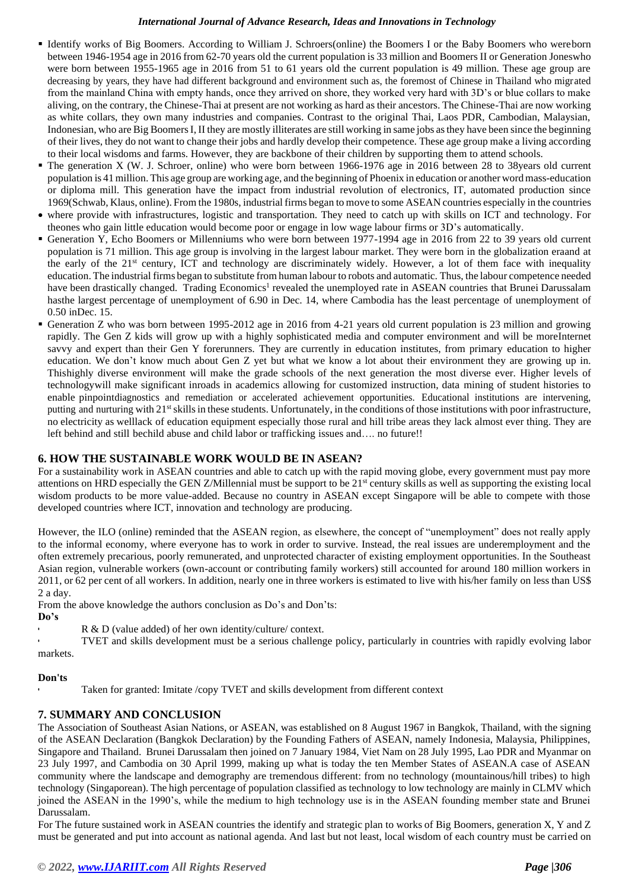- Identify works of Big Boomers. According to William J. Schroers(online) the Boomers I or the Baby Boomers who wereborn between 1946-1954 age in 2016 from 62-70 years old the current population is 33 million and Boomers II or Generation Joneswho were born between 1955-1965 age in 2016 from 51 to 61 years old the current population is 49 million. These age group are decreasing by years, they have had different background and environment such as, the foremost of Chinese in Thailand who migrated from the mainland China with empty hands, once they arrived on shore, they worked very hard with 3D's or blue collars to make aliving, on the contrary, the Chinese-Thai at present are not working as hard as their ancestors. The Chinese-Thai are now working as white collars, they own many industries and companies. Contrast to the original Thai, Laos PDR, Cambodian, Malaysian, Indonesian, who are Big Boomers I, II they are mostly illiterates are still working in same jobs as they have been since the beginning of their lives, they do not want to change their jobs and hardly develop their competence. These age group make a living according to their local wisdoms and farms. However, they are backbone of their children by supporting them to attend schools.
- The generation X (W. J. Schroer, online) who were born between 1966-1976 age in 2016 between 28 to 38years old current population is 41 million. This age group are working age, and the beginning of Phoenix in education or another word mass-education or diploma mill. This generation have the impact from industrial revolution of electronics, IT, automated production since 1969(Schwab, Klaus, online). From the 1980s, industrial firms began to move to some ASEAN countries especially in the countries
- where provide with infrastructures, logistic and transportation. They need to catch up with skills on ICT and technology. For theones who gain little education would become poor or engage in low wage labour firms or 3D's automatically.
- Generation Y, Echo Boomers or Millenniums who were born between 1977-1994 age in 2016 from 22 to 39 years old current population is 71 million. This age group is involving in the largest labour market. They were born in the globalization eraand at the early of the 21st century, ICT and technology are discriminately widely. However, a lot of them face with inequality education. The industrial firms began to substitute from human labour to robots and automatic. Thus, the labour competence needed have been drastically changed. Trading Economics[1] revealed the unemployed rate in ASEAN countries that Brunei Darussalam hasthe largest percentage of unemployment of 6.90 in Dec. 14, where Cambodia has the least percentage of unemployment of 0.50 inDec. 15.
- Generation Z who was born between 1995-2012 age in 2016 from 4-21 years old current population is 23 million and growing rapidly. The Gen Z kids will grow up with a highly sophisticated media and computer environment and will be moreInternet savvy and expert than their Gen Y forerunners. They are currently in education institutes, from primary education to higher education. We don't know much about Gen Z yet but what we know a lot about their environment they are growing up in. Thishighly diverse environment will make the grade schools of the next generation the most diverse ever. Higher levels of technologywill make significant inroads in academics allowing for customized instruction, data mining of student histories to enable pinpointdiagnostics and remediation or accelerated achievement opportunities. Educational institutions are intervening, putting and nurturing with 21st skills in these students. Unfortunately, in the conditions of those institutions with poor infrastructure, no electricity as welllack of education equipment especially those rural and hill tribe areas they lack almost ever thing. They are left behind and still bechild abuse and child labor or trafficking issues and…. no future!!

## 6. HOW THE SUSTAINABLE WORK WOULD BE IN ASEAN?

For a sustainability work in ASEAN countries and able to catch up with the rapid moving globe, every government must pay more attentions on HRD especially the GEN Z/Millennial must be support to be 21st century skills as well as supporting the existing local wisdom products to be more value-added. Because no country in ASEAN except Singapore will be able to compete with those developed countries where ICT, innovation and technology are producing.

However, the ILO (online) reminded that the ASEAN region, as elsewhere, the concept of "unemployment" does not really apply to the informal economy, where everyone has to work in order to survive. Instead, the real issues are underemployment and the often extremely precarious, poorly remunerated, and unprotected character of existing employment opportunities. In the Southeast Asian region, vulnerable workers (own-account or contributing family workers) still accounted for around 180 million workers in 2011, or 62 per cent of all workers. In addition, nearly one in three workers is estimated to live with his/her family on less than US$ 2 a day.

From the above knowledge the authors conclusion as Do's and Don'ts:

**Do's**

- R & D (value added) of her own identity/culture/ context.
- TVET and skills development must be a serious challenge policy, particularly in countries with rapidly evolving labor markets.

**Don'ts**

- Taken for granted: Imitate /copy TVET and skills development from different context

## 7. SUMMARY AND CONCLUSION

The Association of Southeast Asian Nations, or ASEAN, was established on 8 August 1967 in Bangkok, Thailand, with the signing of the ASEAN Declaration (Bangkok Declaration) by the Founding Fathers of ASEAN, namely Indonesia, Malaysia, Philippines, Singapore and Thailand. Brunei Darussalam then joined on 7 January 1984, Viet Nam on 28 July 1995, Lao PDR and Myanmar on 23 July 1997, and Cambodia on 30 April 1999, making up what is today the ten Member States of ASEAN.A case of ASEAN community where the landscape and demography are tremendous different: from no technology (mountainous/hill tribes) to high technology (Singaporean). The high percentage of population classified as technology to low technology are mainly in CLMV which joined the ASEAN in the 1990's, while the medium to high technology use is in the ASEAN founding member state and Brunei Darussalam.

For The future sustained work in ASEAN countries the identify and strategic plan to works of Big Boomers, generation X, Y and Z must be generated and put into account as national agenda. And last but not least, local wisdom of each country must be carried on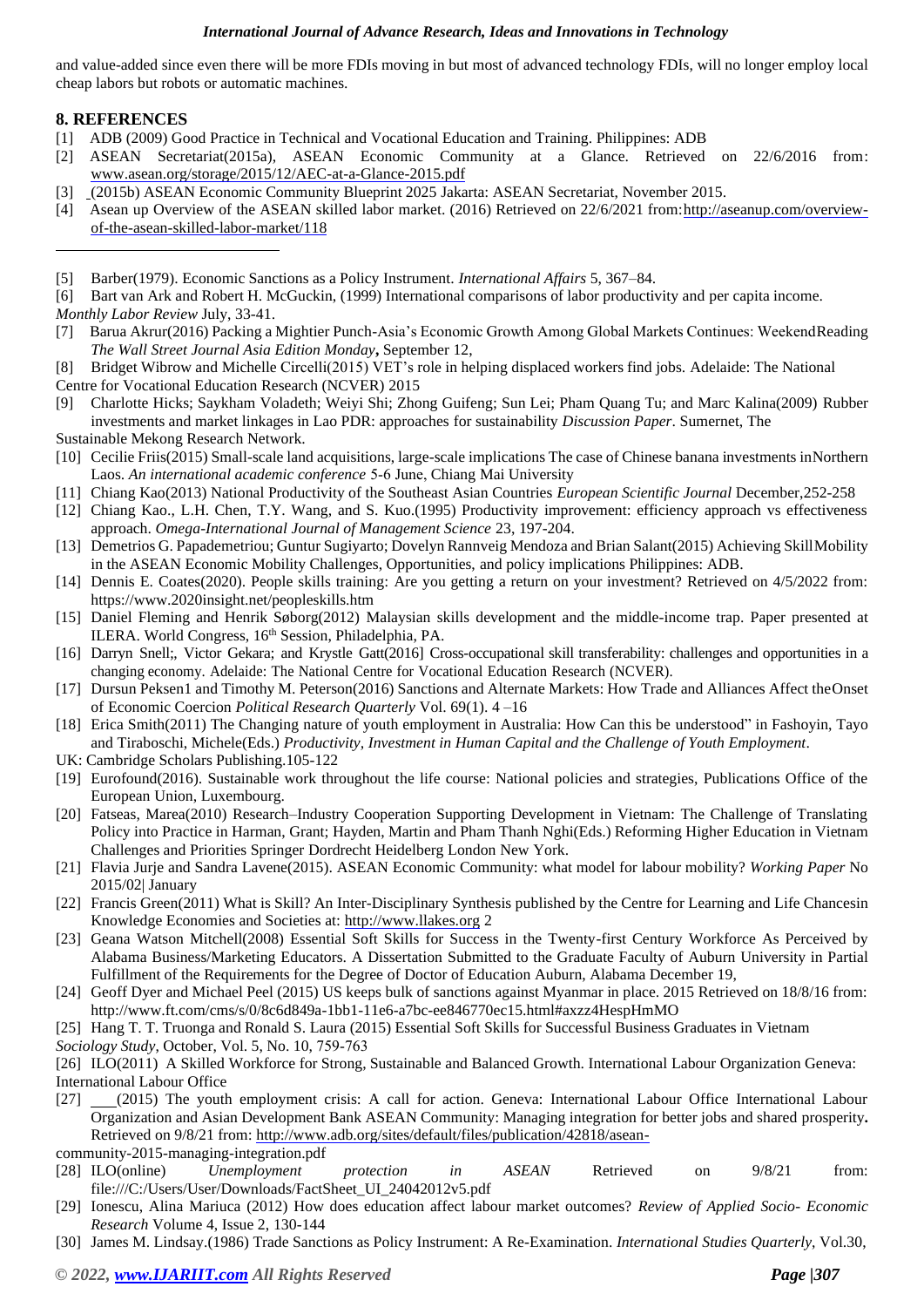and value-added since even there will be more FDIs moving in but most of advanced technology FDIs, will no longer employ local cheap labors but robots or automatic machines.

## 8. REFERENCES

[1] ADB (2009) Good Practice in Technical and Vocational Education and Training. Philippines: ADB

[2] ASEAN Secretariat(2015a), ASEAN Economic Community at a Glance. Retrieved on 22/6/2016 from: www.asean.org/storage/2015/12/AEC-at-a-Glance-2015.pdf

[3] (2015b) ASEAN Economic Community Blueprint 2025 Jakarta: ASEAN Secretariat, November 2015.

[4] Asean up Overview of the ASEAN skilled labor market. (2016) Retrieved on 22/6/2021 from: http://aseanup.com/overview-of-the-asean-skilled-labor-market/118

[5] Barber(1979). Economic Sanctions as a Policy Instrument. *International Affairs* 5, 367–84.

[6] Bart van Ark and Robert H. McGuckin, (1999) International comparisons of labor productivity and per capita income. *Monthly Labor Review* July, 33-41.

[7] Barua Akrur(2016) Packing a Mightier Punch-Asia's Economic Growth Among Global Markets Continues: WeekendReading *The Wall Street Journal Asia Edition Monday*, September 12,

[8] Bridget Wibrow and Michelle Circelli(2015) VET's role in helping displaced workers find jobs. Adelaide: The National Centre for Vocational Education Research (NCVER) 2015

[9] Charlotte Hicks; Saykham Voladeth; Weiyi Shi; Zhong Guifeng; Sun Lei; Pham Quang Tu; and Marc Kalina(2009) Rubber investments and market linkages in Lao PDR: approaches for sustainability *Discussion Paper*. Sumernet, The Sustainable Mekong Research Network.

[10] Cecilie Friis(2015) Small-scale land acquisitions, large-scale implications The case of Chinese banana investments inNorthern Laos. *An international academic conference* 5-6 June, Chiang Mai University

[11] Chiang Kao(2013) National Productivity of the Southeast Asian Countries *European Scientific Journal* December,252-258

[12] Chiang Kao., L.H. Chen, T.Y. Wang, and S. Kuo.(1995) Productivity improvement: efficiency approach vs effectiveness approach. *Omega-International Journal of Management Science* 23, 197-204.

[13] Demetrios G. Papademetriou; Guntur Sugiyarto; Dovelyn Rannveig Mendoza and Brian Salant(2015) Achieving SkillMobility in the ASEAN Economic Mobility Challenges, Opportunities, and policy implications Philippines: ADB.

[14] Dennis E. Coates(2020). People skills training: Are you getting a return on your investment? Retrieved on 4/5/2022 from: https://www.2020insight.net/peopleskills.htm

[15] Daniel Fleming and Henrik Søborg(2012) Malaysian skills development and the middle-income trap. Paper presented at ILERA. World Congress, 16th Session, Philadelphia, PA.

[16] Darryn Snell;, Victor Gekara; and Krystle Gatt(2016] Cross-occupational skill transferability: challenges and opportunities in a changing economy. Adelaide: The National Centre for Vocational Education Research (NCVER).

[17] Dursun Peksen1 and Timothy M. Peterson(2016) Sanctions and Alternate Markets: How Trade and Alliances Affect theOnset of Economic Coercion *Political Research Quarterly* Vol. 69(1). 4 –16

[18] Erica Smith(2011) The Changing nature of youth employment in Australia: How Can this be understood" in Fashoyin, Tayo and Tiraboschi, Michele(Eds.) *Productivity, Investment in Human Capital and the Challenge of Youth Employment*. UK: Cambridge Scholars Publishing.105-122

[19] Eurofound(2016). Sustainable work throughout the life course: National policies and strategies, Publications Office of the European Union, Luxembourg.

[20] Fatseas, Marea(2010) Research–Industry Cooperation Supporting Development in Vietnam: The Challenge of Translating Policy into Practice in Harman, Grant; Hayden, Martin and Pham Thanh Nghi(Eds.) Reforming Higher Education in Vietnam Challenges and Priorities Springer Dordrecht Heidelberg London New York.

[21] Flavia Jurje and Sandra Lavene(2015). ASEAN Economic Community: what model for labour mobility? *Working Paper* No 2015/02| January

[22] Francis Green(2011) What is Skill? An Inter-Disciplinary Synthesis published by the Centre for Learning and Life Chancesin Knowledge Economies and Societies at: http://www.llakes.org 2

[23] Geana Watson Mitchell(2008) Essential Soft Skills for Success in the Twenty-first Century Workforce As Perceived by Alabama Business/Marketing Educators. A Dissertation Submitted to the Graduate Faculty of Auburn University in Partial Fulfillment of the Requirements for the Degree of Doctor of Education Auburn, Alabama December 19,

[24] Geoff Dyer and Michael Peel (2015) US keeps bulk of sanctions against Myanmar in place. 2015 Retrieved on 18/8/16 from: http://www.ft.com/cms/s/0/8c6d849a-1bb1-11e6-a7bc-ee846770ec15.html#axzz4HespHmMO

[25] Hang T. T. Truonga and Ronald S. Laura (2015) Essential Soft Skills for Successful Business Graduates in Vietnam *Sociology Study*, October, Vol. 5, No. 10, 759-763

[26] ILO(2011) A Skilled Workforce for Strong, Sustainable and Balanced Growth. International Labour Organization Geneva: International Labour Office

[27] ___(2015) The youth employment crisis: A call for action. Geneva: International Labour Office International Labour Organization and Asian Development Bank ASEAN Community: Managing integration for better jobs and shared prosperity**.** Retrieved on 9/8/21 from: http://www.adb.org/sites/default/files/publication/42818/asean-community-2015-managing-integration.pdf

[28] ILO(online) *Unemployment protection in ASEAN* Retrieved on 9/8/21 from: file:///C:/Users/User/Downloads/FactSheet_UI_24042012v5.pdf

[29] Ionescu, Alina Mariuca (2012) How does education affect labour market outcomes? *Review of Applied Socio- Economic Research* Volume 4, Issue 2, 130-144

[30] James M. Lindsay.(1986) Trade Sanctions as Policy Instrument: A Re-Examination. *International Studies Quarterly*, Vol.30,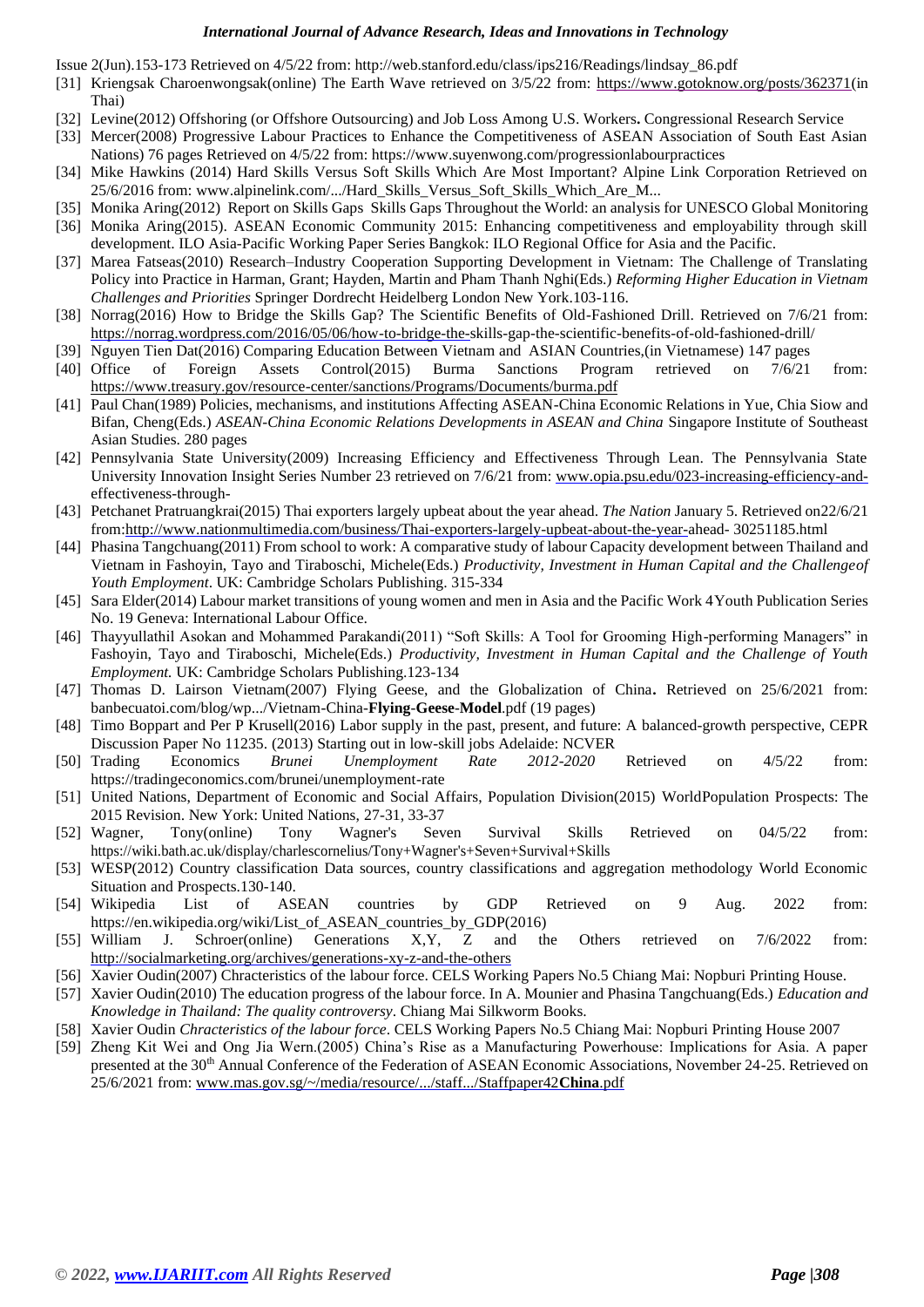Issue 2(Jun).153-173 Retrieved on 4/5/22 from: http://web.stanford.edu/class/ips216/Readings/lindsay_86.pdf

[31] Kriengsak Charoenwongsak(online) The Earth Wave retrieved on 3/5/22 from: https://www.gotoknow.org/posts/362371(in Thai)

[32] Levine(2012) Offshoring (or Offshore Outsourcing) and Job Loss Among U.S. Workers**.** Congressional Research Service

[33] Mercer(2008) Progressive Labour Practices to Enhance the Competitiveness of ASEAN Association of South East Asian Nations) 76 pages Retrieved on 4/5/22 from: https://www.suyenwong.com/progressionlabourpractices

[34] Mike Hawkins (2014) Hard Skills Versus Soft Skills Which Are Most Important? Alpine Link Corporation Retrieved on 25/6/2016 from: www.alpinelink.com/.../Hard_Skills_Versus_Soft_Skills_Which_Are_M...

[35] Monika Aring(2012) Report on Skills Gaps Skills Gaps Throughout the World: an analysis for UNESCO Global Monitoring

[36] Monika Aring(2015). ASEAN Economic Community 2015: Enhancing competitiveness and employability through skill development. ILO Asia-Pacific Working Paper Series Bangkok: ILO Regional Office for Asia and the Pacific.

[37] Marea Fatseas(2010) Research–Industry Cooperation Supporting Development in Vietnam: The Challenge of Translating Policy into Practice in Harman, Grant; Hayden, Martin and Pham Thanh Nghi(Eds.) *Reforming Higher Education in Vietnam Challenges and Priorities* Springer Dordrecht Heidelberg London New York.103-116.

[38] Norrag(2016) How to Bridge the Skills Gap? The Scientific Benefits of Old-Fashioned Drill. Retrieved on 7/6/21 from: https://norrag.wordpress.com/2016/05/06/how-to-bridge-the-skills-gap-the-scientific-benefits-of-old-fashioned-drill/

[39] Nguyen Tien Dat(2016) Comparing Education Between Vietnam and ASIAN Countries,(in Vietnamese) 147 pages

[40] Office of Foreign Assets Control(2015) Burma Sanctions Program retrieved on 7/6/21 from: https://www.treasury.gov/resource-center/sanctions/Programs/Documents/burma.pdf

[41] Paul Chan(1989) Policies, mechanisms, and institutions Affecting ASEAN-China Economic Relations in Yue, Chia Siow and Bifan, Cheng(Eds.) *ASEAN-China Economic Relations Developments in ASEAN and China* Singapore Institute of Southeast Asian Studies. 280 pages

[42] Pennsylvania State University(2009) Increasing Efficiency and Effectiveness Through Lean. The Pennsylvania State University Innovation Insight Series Number 23 retrieved on 7/6/21 from: www.opia.psu.edu/023-increasing-efficiency-and-effectiveness-through-

[43] Petchanet Pratruangkrai(2015) Thai exporters largely upbeat about the year ahead. *The Nation* January 5. Retrieved on22/6/21 from:http://www.nationmultimedia.com/business/Thai-exporters-largely-upbeat-about-the-year-ahead- 30251185.html

[44] Phasina Tangchuang(2011) From school to work: A comparative study of labour Capacity development between Thailand and Vietnam in Fashoyin, Tayo and Tiraboschi, Michele(Eds.) *Productivity, Investment in Human Capital and the Challengeof Youth Employment*. UK: Cambridge Scholars Publishing. 315-334

[45] Sara Elder(2014) Labour market transitions of young women and men in Asia and the Pacific Work 4Youth Publication Series No. 19 Geneva: International Labour Office.

[46] Thayyullathil Asokan and Mohammed Parakandi(2011) "Soft Skills: A Tool for Grooming High-performing Managers" in Fashoyin, Tayo and Tiraboschi, Michele(Eds.) *Productivity, Investment in Human Capital and the Challenge of Youth Employment.* UK: Cambridge Scholars Publishing.123-134

[47] Thomas D. Lairson Vietnam(2007) Flying Geese, and the Globalization of China**.** Retrieved on 25/6/2021 from: banbecuatoi.com/blog/wp.../Vietnam-China-**Flying**-**Geese**-**Model**.pdf (19 pages)

[48] Timo Boppart and Per P Krusell(2016) Labor supply in the past, present, and future: A balanced-growth perspective, CEPR Discussion Paper No 11235. (2013) Starting out in low-skill jobs Adelaide: NCVER

[50] Trading Economics *Brunei Unemployment Rate 2012-2020* Retrieved on 4/5/22 from: https://tradingeconomics.com/brunei/unemployment-rate

[51] United Nations, Department of Economic and Social Affairs, Population Division(2015) WorldPopulation Prospects: The 2015 Revision. New York: United Nations, 27-31, 33-37

[52] Wagner, Tony(online) Tony Wagner's Seven Survival Skills Retrieved on 04/5/22 from: https://wiki.bath.ac.uk/display/charlescornelius/Tony+Wagner's+Seven+Survival+Skills

[53] WESP(2012) Country classification Data sources, country classifications and aggregation methodology World Economic Situation and Prospects.130-140.

[54] Wikipedia List of ASEAN countries by GDP Retrieved on 9 Aug. 2022 from: https://en.wikipedia.org/wiki/List_of_ASEAN_countries_by_GDP(2016)

[55] William J. Schroer(online) Generations X,Y, Z and the Others retrieved on 7/6/2022 from: http://socialmarketing.org/archives/generations-xy-z-and-the-others

[56] Xavier Oudin(2007) Chracteristics of the labour force. CELS Working Papers No.5 Chiang Mai: Nopburi Printing House.

[57] Xavier Oudin(2010) The education progress of the labour force. In A. Mounier and Phasina Tangchuang(Eds.) *Education and Knowledge in Thailand: The quality controversy*. Chiang Mai Silkworm Books.

[58] Xavier Oudin *Chracteristics of the labour force*. CELS Working Papers No.5 Chiang Mai: Nopburi Printing House 2007

[59] Zheng Kit Wei and Ong Jia Wern.(2005) China's Rise as a Manufacturing Powerhouse: Implications for Asia. A paper presented at the 30th Annual Conference of the Federation of ASEAN Economic Associations, November 24-25. Retrieved on 25/6/2021 from: www.mas.gov.sg/~/media/resource/.../staff.../Staffpaper42**China**.pdf